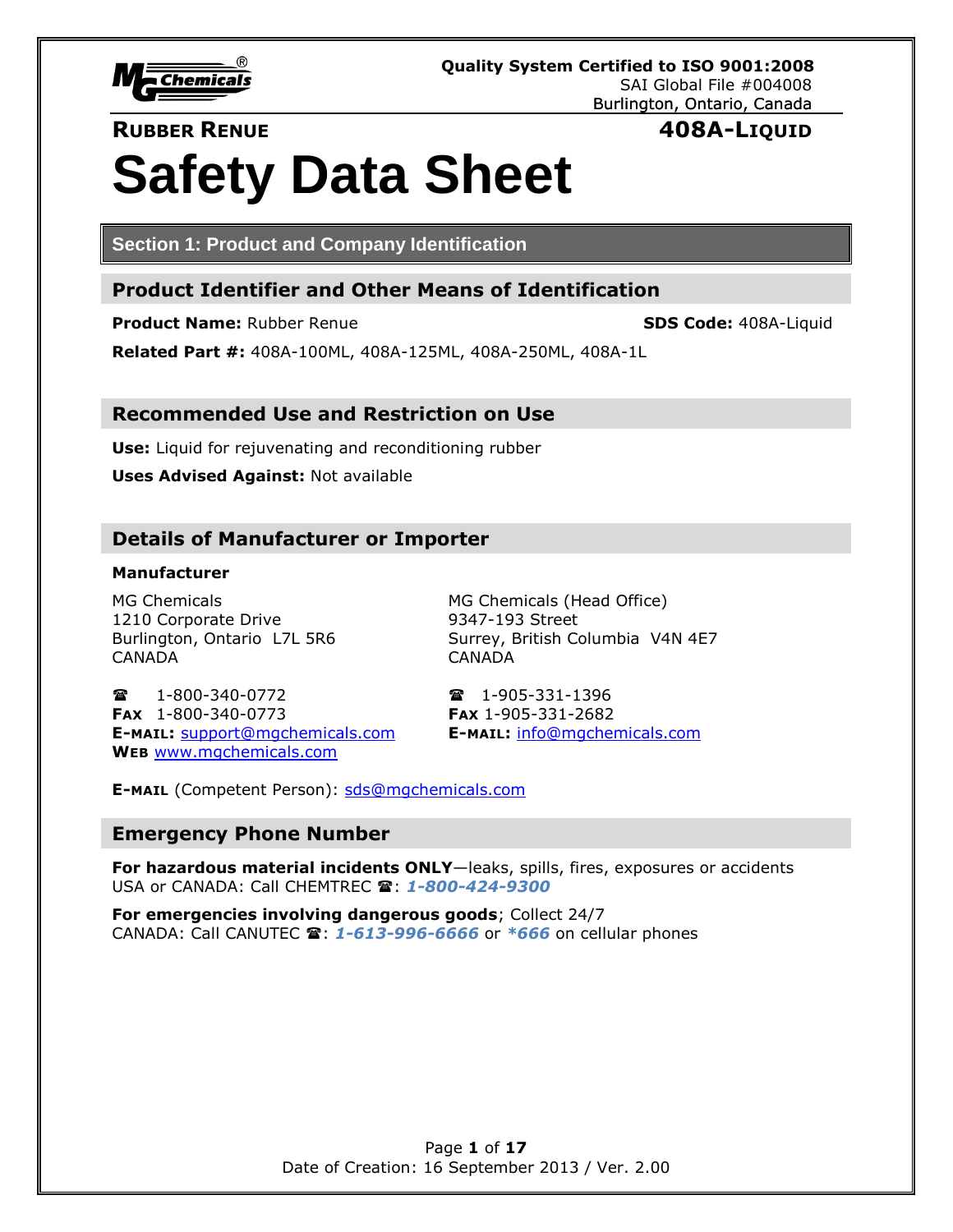**Quality System Certified to ISO 9001:2008**
SAI Global File #004008
Burlington, Ontario, Canada

**RUBBER RENUE** **408A-LIQUID**

# Safety Data Sheet

## Section 1: Product and Company Identification

### Product Identifier and Other Means of Identification

**Product Name:** Rubber Renue **SDS Code:** 408A-Liquid

**Related Part #:** 408A-100ML, 408A-125ML, 408A-250ML, 408A-1L

### Recommended Use and Restriction on Use

**Use:** Liquid for rejuvenating and reconditioning rubber

**Uses Advised Against:** Not available

### Details of Manufacturer or Importer

**Manufacturer**

MG Chemicals
1210 Corporate Drive
Burlington, Ontario L7L 5R6
CANADA

☎ 1-800-340-0772
**FAX** 1-800-340-0773
**E-MAIL:** support@mgchemicals.com
**WEB** www.mgchemicals.com

MG Chemicals (Head Office)
9347-193 Street
Surrey, British Columbia V4N 4E7
CANADA

☎ 1-905-331-1396
**FAX** 1-905-331-2682
**E-MAIL:** info@mgchemicals.com

**E-MAIL** (Competent Person): sds@mgchemicals.com

### Emergency Phone Number

**For hazardous material incidents ONLY**—leaks, spills, fires, exposures or accidents
USA or CANADA: Call CHEMTREC ☎: ***1-800-424-9300***

**For emergencies involving dangerous goods**; Collect 24/7
CANADA: Call CANUTEC ☎: ***1-613-996-6666*** or ***\*666*** on cellular phones

Date of Creation: 16 September 2013 / Ver. 2.00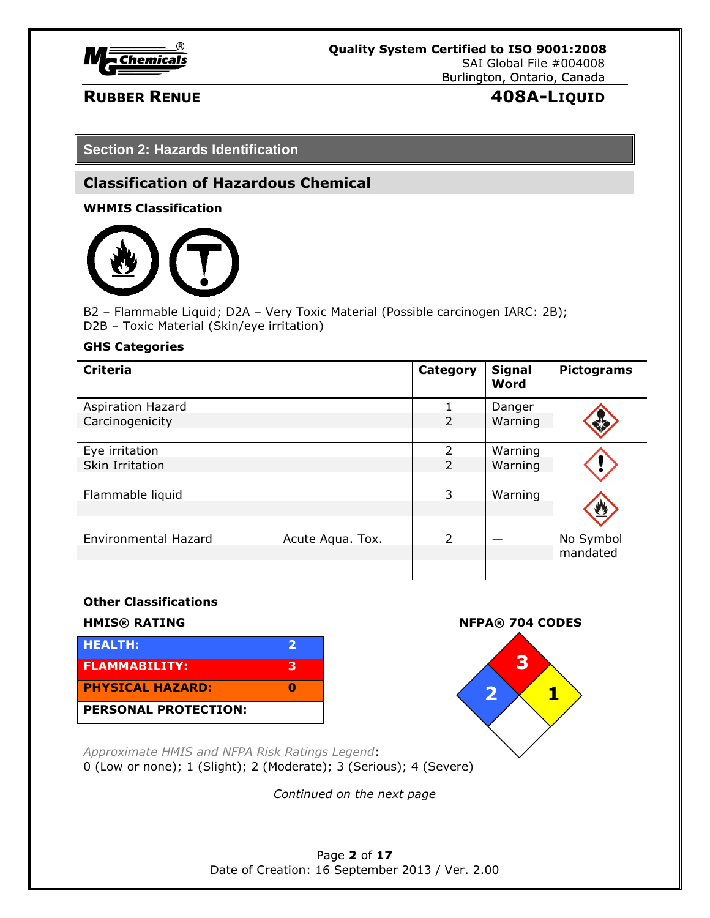## Section 2: Hazards Identification

### Classification of Hazardous Chemical

**WHMIS Classification**

B2 – Flammable Liquid; D2A – Very Toxic Material (Possible carcinogen IARC: 2B); D2B – Toxic Material (Skin/eye irritation)

**GHS Categories**

| Criteria | | Category | Signal Word | Pictograms |
|---|---|---|---|---|
| Aspiration Hazard | | 1 | Danger | |
| Carcinogenicity | | 2 | Warning | |
| Eye irritation | | 2 | Warning | |
| Skin Irritation | | 2 | Warning | |
| Flammable liquid | | 3 | Warning | |
| Environmental Hazard | Acute Aqua. Tox. | 2 | — | No Symbol mandated |

**Other Classifications**

**HMIS® RATING**

| | |
|---|---|
| **HEALTH:** | **2** |
| **FLAMMABILITY:** | **3** |
| **PHYSICAL HAZARD:** | **0** |
| **PERSONAL PROTECTION:** | |

**NFPA® 704 CODES**

Health: 2; Flammability: 3; Instability: 1

*Approximate HMIS and NFPA Risk Ratings Legend*:
0 (Low or none); 1 (Slight); 2 (Moderate); 3 (Serious); 4 (Severe)

*Continued on the next page*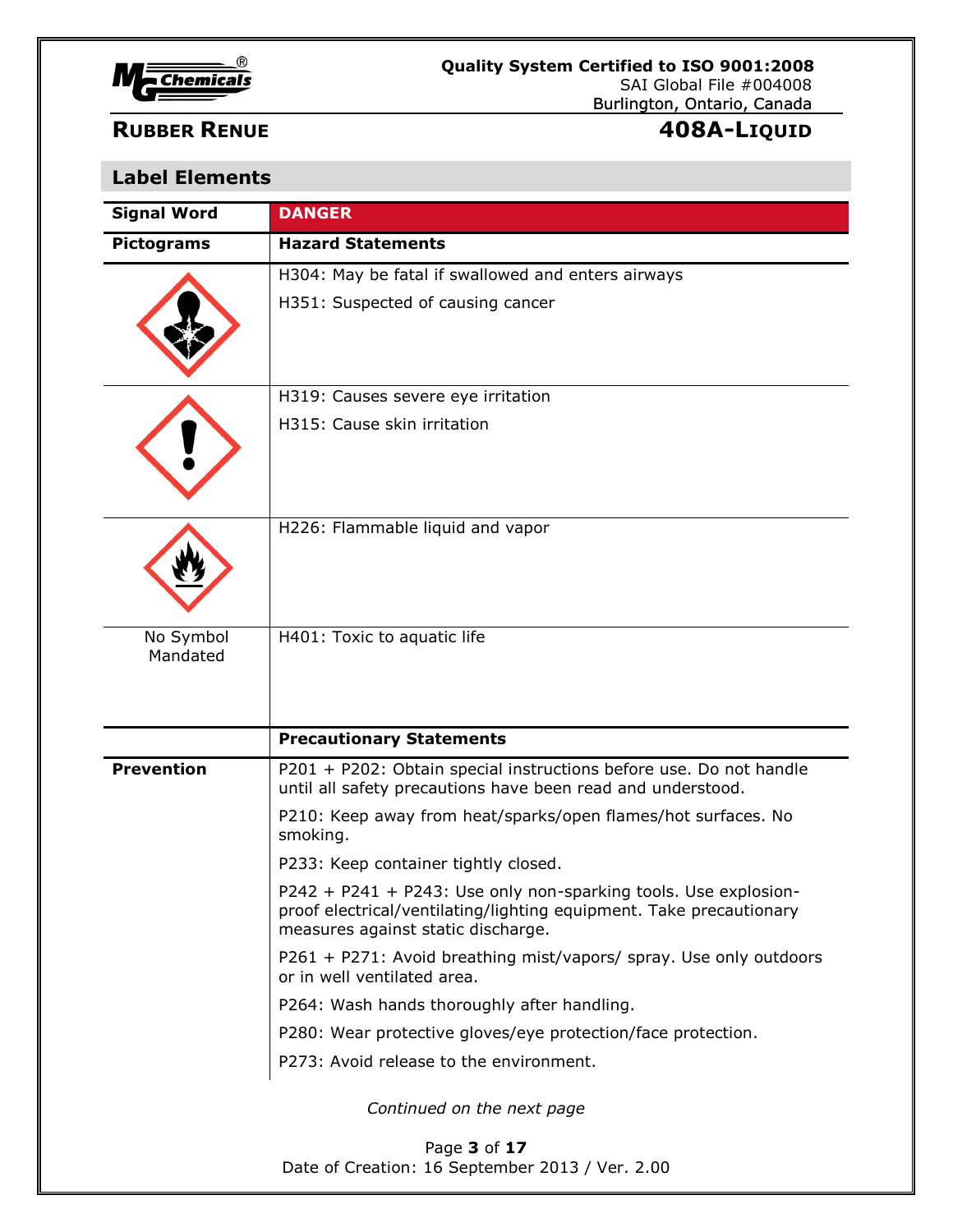## Label Elements

| Signal Word | DANGER |
|---|---|
| **Pictograms** | **Hazard Statements** |
| | H304: May be fatal if swallowed and enters airways<br>H351: Suspected of causing cancer |
| | H319: Causes severe eye irritation<br>H315: Cause skin irritation |
| | H226: Flammable liquid and vapor |
| No Symbol Mandated | H401: Toxic to aquatic life |
| | **Precautionary Statements** |
| **Prevention** | P201 + P202: Obtain special instructions before use. Do not handle until all safety precautions have been read and understood.<br>P210: Keep away from heat/sparks/open flames/hot surfaces. No smoking.<br>P233: Keep container tightly closed.<br>P242 + P241 + P243: Use only non-sparking tools. Use explosion-proof electrical/ventilating/lighting equipment. Take precautionary measures against static discharge.<br>P261 + P271: Avoid breathing mist/vapors/ spray. Use only outdoors or in well ventilated area.<br>P264: Wash hands thoroughly after handling.<br>P280: Wear protective gloves/eye protection/face protection.<br>P273: Avoid release to the environment. |

*Continued on the next page*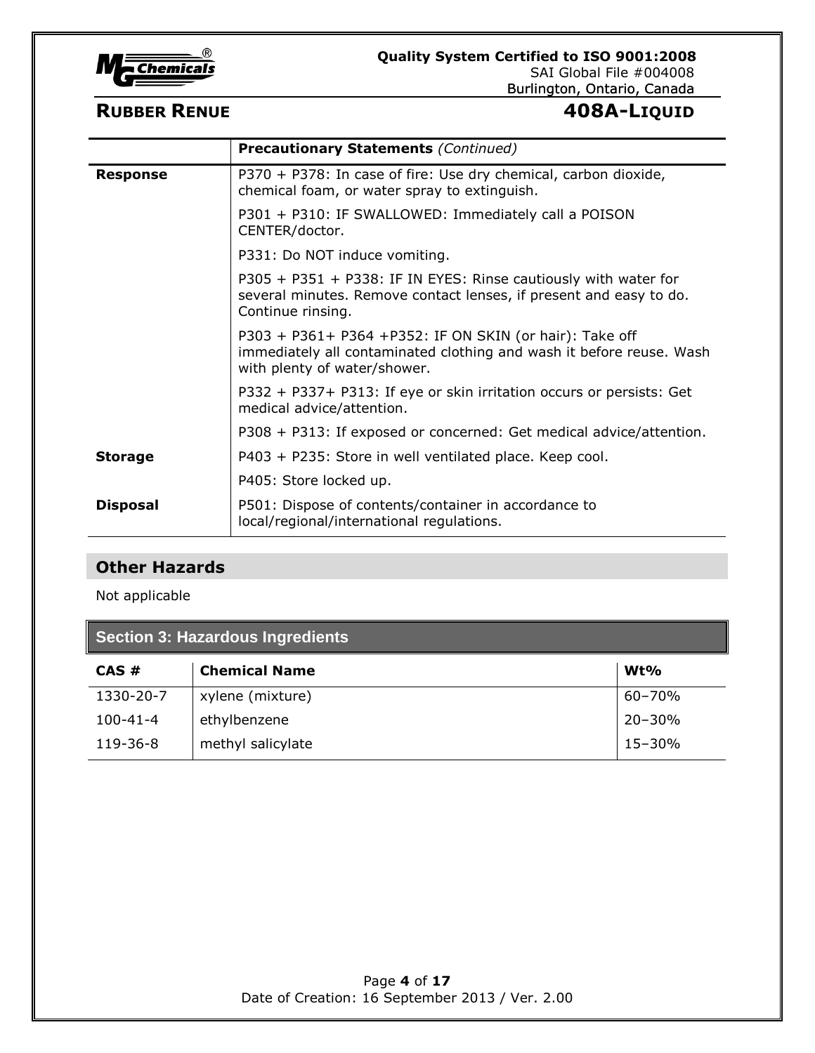| | **Precautionary Statements** *(Continued)* |
|---|---|
| **Response** | P370 + P378: In case of fire: Use dry chemical, carbon dioxide, chemical foam, or water spray to extinguish. |
| | P301 + P310: IF SWALLOWED: Immediately call a POISON CENTER/doctor. |
| | P331: Do NOT induce vomiting. |
| | P305 + P351 + P338: IF IN EYES: Rinse cautiously with water for several minutes. Remove contact lenses, if present and easy to do. Continue rinsing. |
| | P303 + P361+ P364 +P352: IF ON SKIN (or hair): Take off immediately all contaminated clothing and wash it before reuse. Wash with plenty of water/shower. |
| | P332 + P337+ P313: If eye or skin irritation occurs or persists: Get medical advice/attention. |
| | P308 + P313: If exposed or concerned: Get medical advice/attention. |
| **Storage** | P403 + P235: Store in well ventilated place. Keep cool. |
| | P405: Store locked up. |
| **Disposal** | P501: Dispose of contents/container in accordance to local/regional/international regulations. |

## Other Hazards

Not applicable

## Section 3: Hazardous Ingredients

| CAS # | Chemical Name | Wt% |
|---|---|---|
| 1330-20-7 | xylene (mixture) | 60–70% |
| 100-41-4 | ethylbenzene | 20–30% |
| 119-36-8 | methyl salicylate | 15–30% |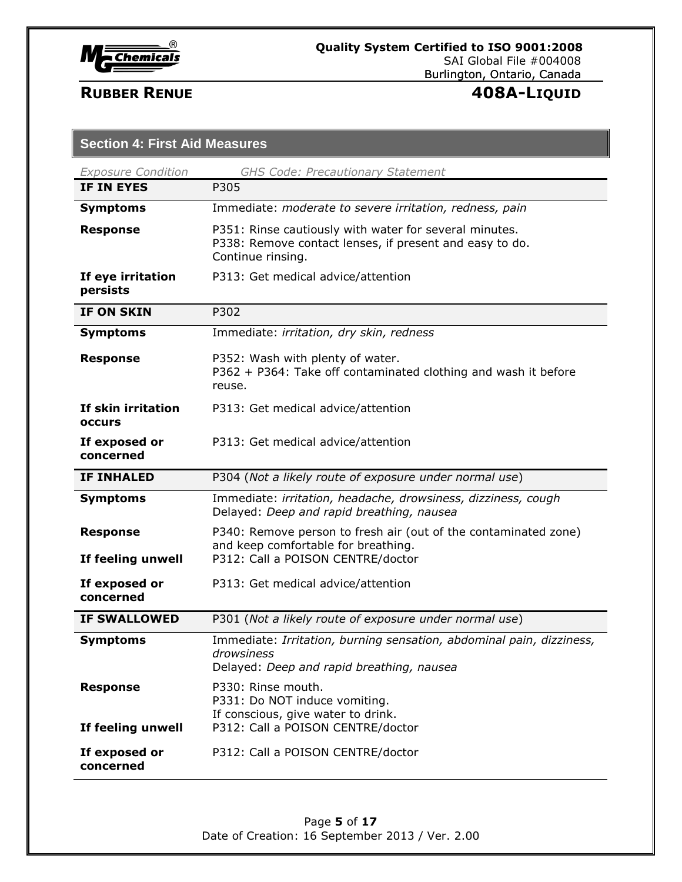## Section 4: First Aid Measures

| *Exposure Condition* | *GHS Code: Precautionary Statement* |
|---|---|
| **IF IN EYES** | P305 |
| **Symptoms** | Immediate: *moderate to severe irritation, redness, pain* |
| **Response** | P351: Rinse cautiously with water for several minutes.<br>P338: Remove contact lenses, if present and easy to do. Continue rinsing. |
| **If eye irritation persists** | P313: Get medical advice/attention |
| **IF ON SKIN** | P302 |
| **Symptoms** | Immediate: *irritation, dry skin, redness* |
| **Response** | P352: Wash with plenty of water.<br>P362 + P364: Take off contaminated clothing and wash it before reuse. |
| **If skin irritation occurs** | P313: Get medical advice/attention |
| **If exposed or concerned** | P313: Get medical advice/attention |
| **IF INHALED** | P304 (*Not a likely route of exposure under normal use*) |
| **Symptoms** | Immediate: *irritation, headache, drowsiness, dizziness, cough*<br>Delayed: *Deep and rapid breathing, nausea* |
| **Response** | P340: Remove person to fresh air (out of the contaminated zone) and keep comfortable for breathing. |
| **If feeling unwell** | P312: Call a POISON CENTRE/doctor |
| **If exposed or concerned** | P313: Get medical advice/attention |
| **IF SWALLOWED** | P301 (*Not a likely route of exposure under normal use*) |
| **Symptoms** | Immediate: *Irritation, burning sensation, abdominal pain, dizziness, drowsiness*<br>Delayed: *Deep and rapid breathing, nausea* |
| **Response** | P330: Rinse mouth.<br>P331: Do NOT induce vomiting.<br>If conscious, give water to drink. |
| **If feeling unwell** | P312: Call a POISON CENTRE/doctor |
| **If exposed or concerned** | P312: Call a POISON CENTRE/doctor |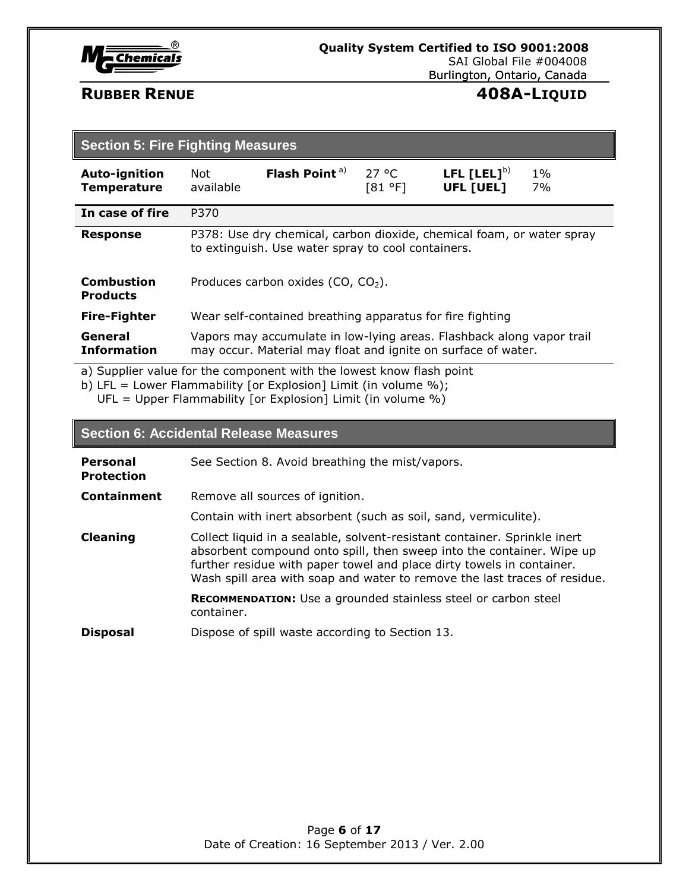## Section 5: Fire Fighting Measures

| Auto-ignition Temperature | Not available | Flash Point [a)] | 27 °C [81 °F] | LFL [LEL][b)] UFL [UEL] | 1% 7% |
|---|---|---|---|---|---|

| | |
|---|---|
| **In case of fire** | P370 |
| **Response** | P378: Use dry chemical, carbon dioxide, chemical foam, or water spray to extinguish. Use water spray to cool containers. |
| **Combustion Products** | Produces carbon oxides ($CO$, $CO_2$). |
| **Fire-Fighter** | Wear self-contained breathing apparatus for fire fighting |
| **General Information** | Vapors may accumulate in low-lying areas. Flashback along vapor trail may occur. Material may float and ignite on surface of water. |

a) Supplier value for the component with the lowest know flash point
b) LFL = Lower Flammability [or Explosion] Limit (in volume %);
UFL = Upper Flammability [or Explosion] Limit (in volume %)

## Section 6: Accidental Release Measures

**Personal Protection** See Section 8. Avoid breathing the mist/vapors.

**Containment** Remove all sources of ignition.

Contain with inert absorbent (such as soil, sand, vermiculite).

**Cleaning** Collect liquid in a sealable, solvent-resistant container. Sprinkle inert absorbent compound onto spill, then sweep into the container. Wipe up further residue with paper towel and place dirty towels in container. Wash spill area with soap and water to remove the last traces of residue.

**RECOMMENDATION:** Use a grounded stainless steel or carbon steel container.

**Disposal** Dispose of spill waste according to Section 13.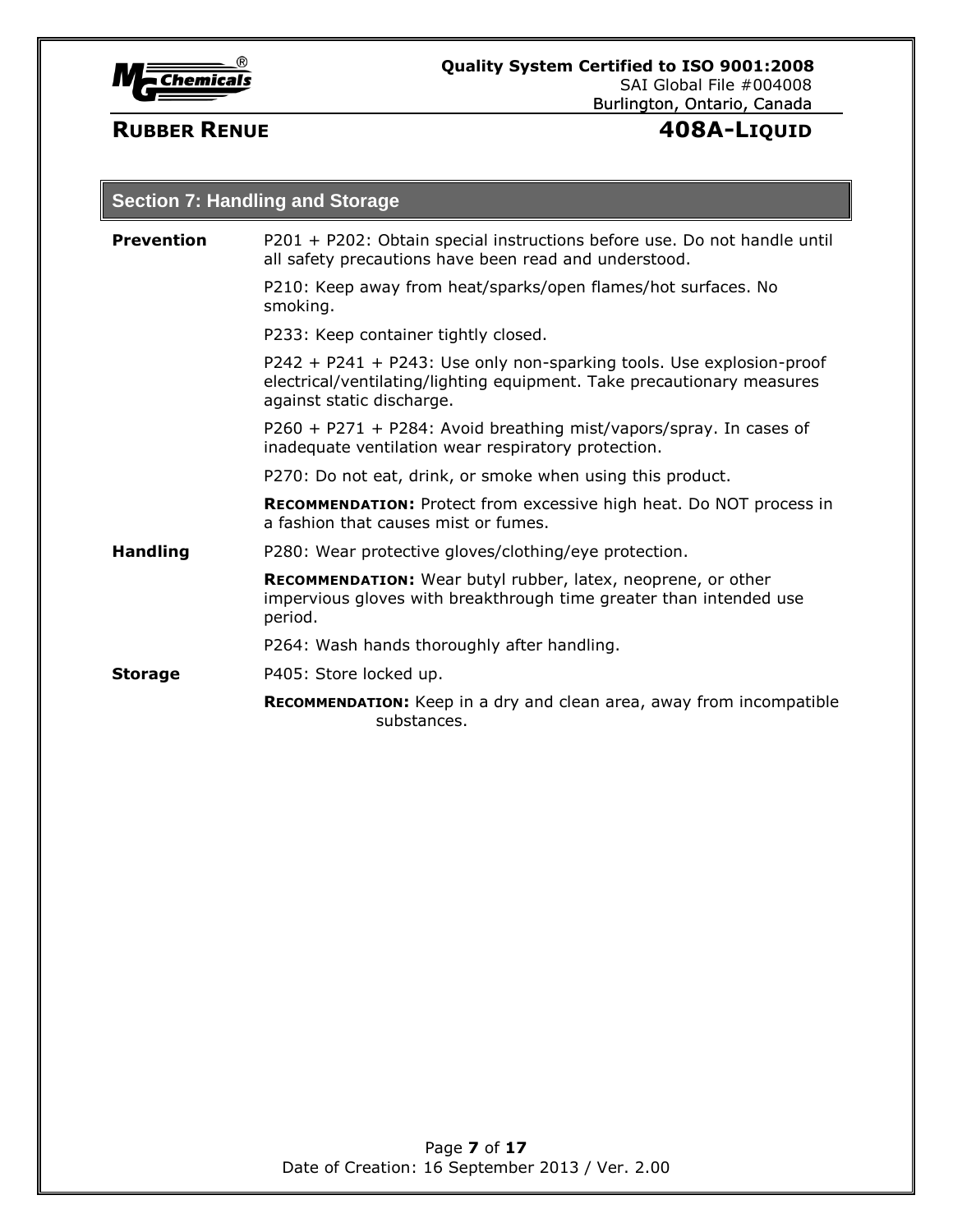## Section 7: Handling and Storage

| | |
|---|---|
| **Prevention** | P201 + P202: Obtain special instructions before use. Do not handle until all safety precautions have been read and understood. |
| | P210: Keep away from heat/sparks/open flames/hot surfaces. No smoking. |
| | P233: Keep container tightly closed. |
| | P242 + P241 + P243: Use only non-sparking tools. Use explosion-proof electrical/ventilating/lighting equipment. Take precautionary measures against static discharge. |
| | P260 + P271 + P284: Avoid breathing mist/vapors/spray. In cases of inadequate ventilation wear respiratory protection. |
| | P270: Do not eat, drink, or smoke when using this product. |
| | **RECOMMENDATION:** Protect from excessive high heat. Do NOT process in a fashion that causes mist or fumes. |
| **Handling** | P280: Wear protective gloves/clothing/eye protection. |
| | **RECOMMENDATION:** Wear butyl rubber, latex, neoprene, or other impervious gloves with breakthrough time greater than intended use period. |
| | P264: Wash hands thoroughly after handling. |
| **Storage** | P405: Store locked up. |
| | **RECOMMENDATION:** Keep in a dry and clean area, away from incompatible substances. |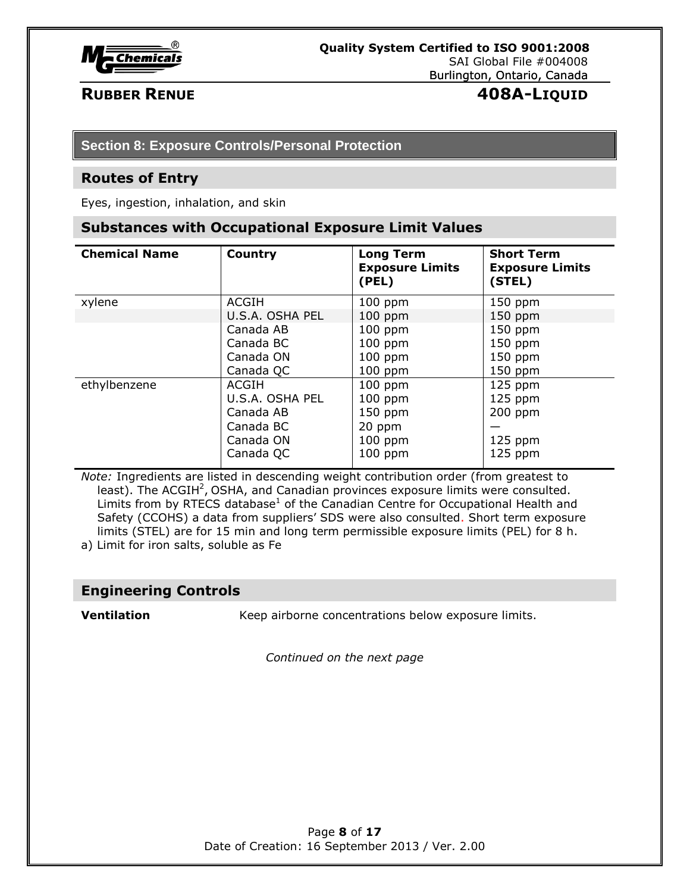## Section 8: Exposure Controls/Personal Protection

### Routes of Entry

Eyes, ingestion, inhalation, and skin

### Substances with Occupational Exposure Limit Values

| Chemical Name | Country | Long Term Exposure Limits (PEL) | Short Term Exposure Limits (STEL) |
|---|---|---|---|
| xylene | ACGIH | 100 ppm | 150 ppm |
| | U.S.A. OSHA PEL | 100 ppm | 150 ppm |
| | Canada AB | 100 ppm | 150 ppm |
| | Canada BC | 100 ppm | 150 ppm |
| | Canada ON | 100 ppm | 150 ppm |
| | Canada QC | 100 ppm | 150 ppm |
| ethylbenzene | ACGIH | 100 ppm | 125 ppm |
| | U.S.A. OSHA PEL | 100 ppm | 125 ppm |
| | Canada AB | 150 ppm | 200 ppm |
| | Canada BC | 20 ppm | — |
| | Canada ON | 100 ppm | 125 ppm |
| | Canada QC | 100 ppm | 125 ppm |

*Note:* Ingredients are listed in descending weight contribution order (from greatest to least). The ACGIH[2], OSHA, and Canadian provinces exposure limits were consulted. Limits from by RTECS database[1] of the Canadian Centre for Occupational Health and Safety (CCOHS) a data from suppliers' SDS were also consulted. Short term exposure limits (STEL) are for 15 min and long term permissible exposure limits (PEL) for 8 h.

a) Limit for iron salts, soluble as Fe

### Engineering Controls

**Ventilation** Keep airborne concentrations below exposure limits.

*Continued on the next page*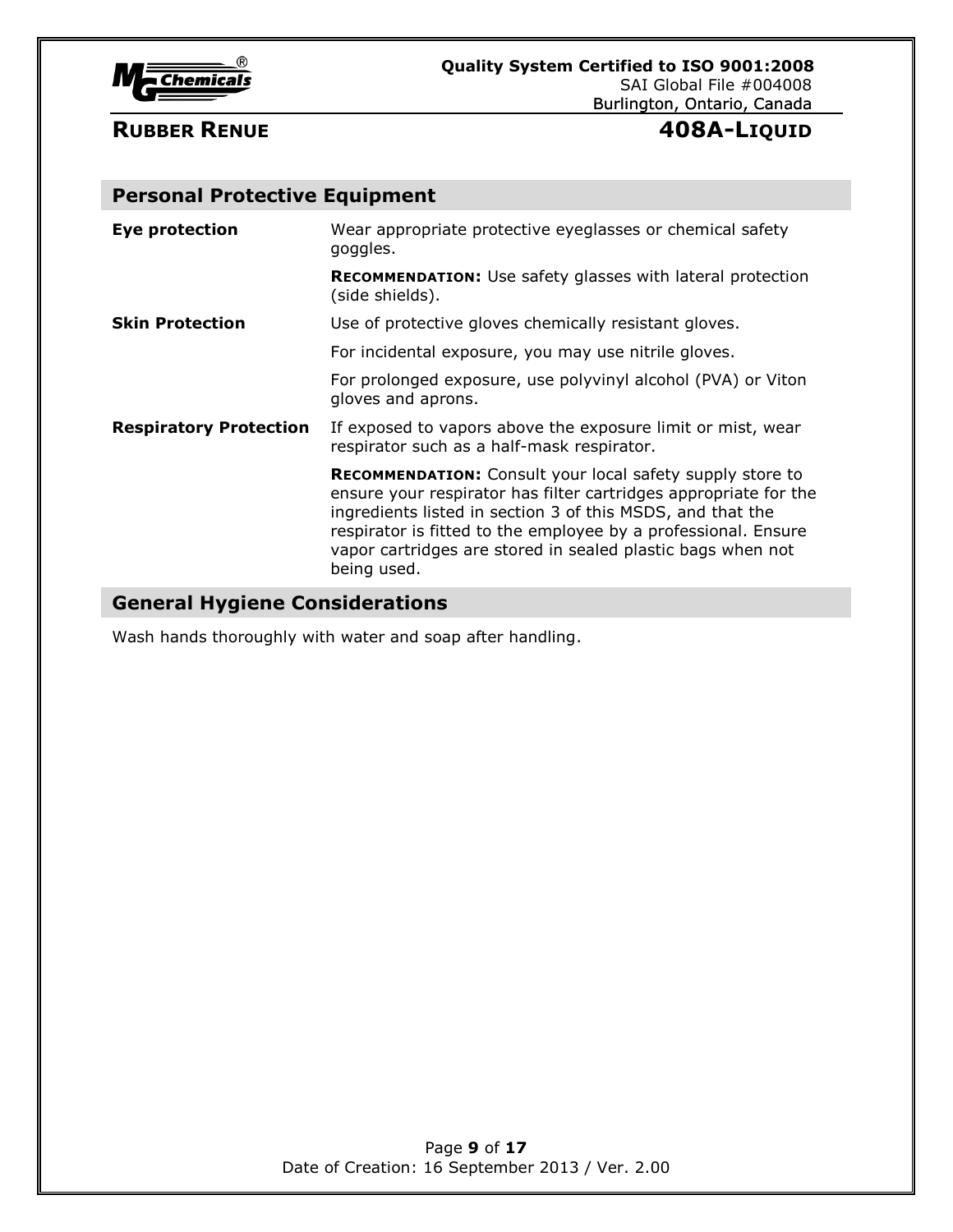## Personal Protective Equipment

| | |
|---|---|
| **Eye protection** | Wear appropriate protective eyeglasses or chemical safety goggles. |
| | **RECOMMENDATION:** Use safety glasses with lateral protection (side shields). |
| **Skin Protection** | Use of protective gloves chemically resistant gloves. |
| | For incidental exposure, you may use nitrile gloves. |
| | For prolonged exposure, use polyvinyl alcohol (PVA) or Viton gloves and aprons. |
| **Respiratory Protection** | If exposed to vapors above the exposure limit or mist, wear respirator such as a half-mask respirator. |
| | **RECOMMENDATION:** Consult your local safety supply store to ensure your respirator has filter cartridges appropriate for the ingredients listed in section 3 of this MSDS, and that the respirator is fitted to the employee by a professional. Ensure vapor cartridges are stored in sealed plastic bags when not being used. |

## General Hygiene Considerations

Wash hands thoroughly with water and soap after handling.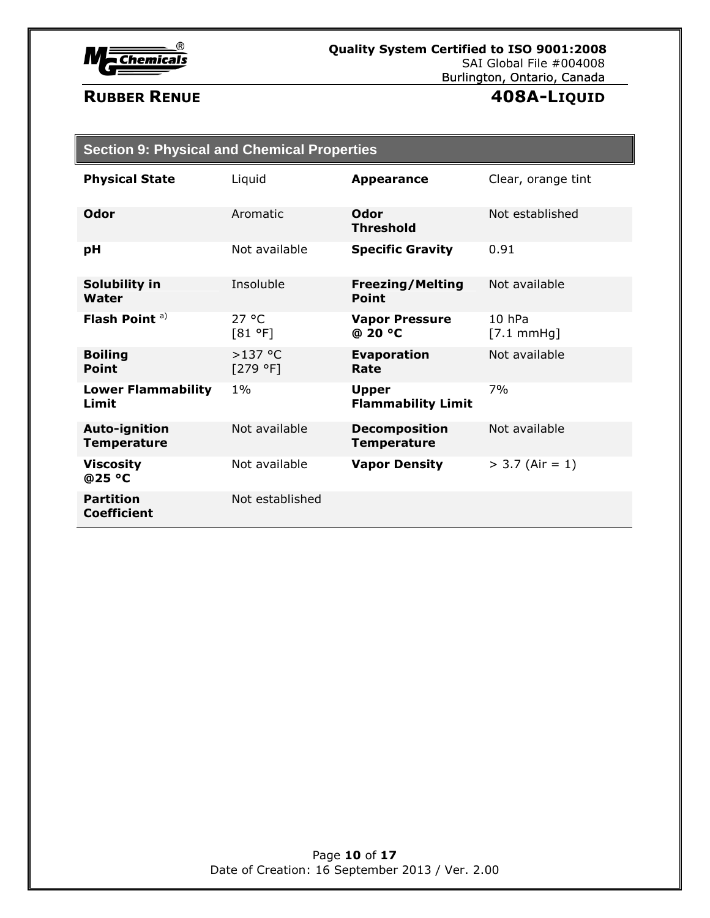## Section 9: Physical and Chemical Properties

| | | | |
|---|---|---|---|
| **Physical State** | Liquid | **Appearance** | Clear, orange tint |
| **Odor** | Aromatic | **Odor Threshold** | Not established |
| **pH** | Not available | **Specific Gravity** | 0.91 |
| **Solubility in Water** | Insoluble | **Freezing/Melting Point** | Not available |
| **Flash Point** [a)] | 27 °C [81 °F] | **Vapor Pressure @ 20 °C** | 10 hPa [7.1 mmHg] |
| **Boiling Point** | >137 °C [279 °F] | **Evaporation Rate** | Not available |
| **Lower Flammability Limit** | 1% | **Upper Flammability Limit** | 7% |
| **Auto-ignition Temperature** | Not available | **Decomposition Temperature** | Not available |
| **Viscosity @25 °C** | Not available | **Vapor Density** | > 3.7 (Air = 1) |
| **Partition Coefficient** | Not established | | |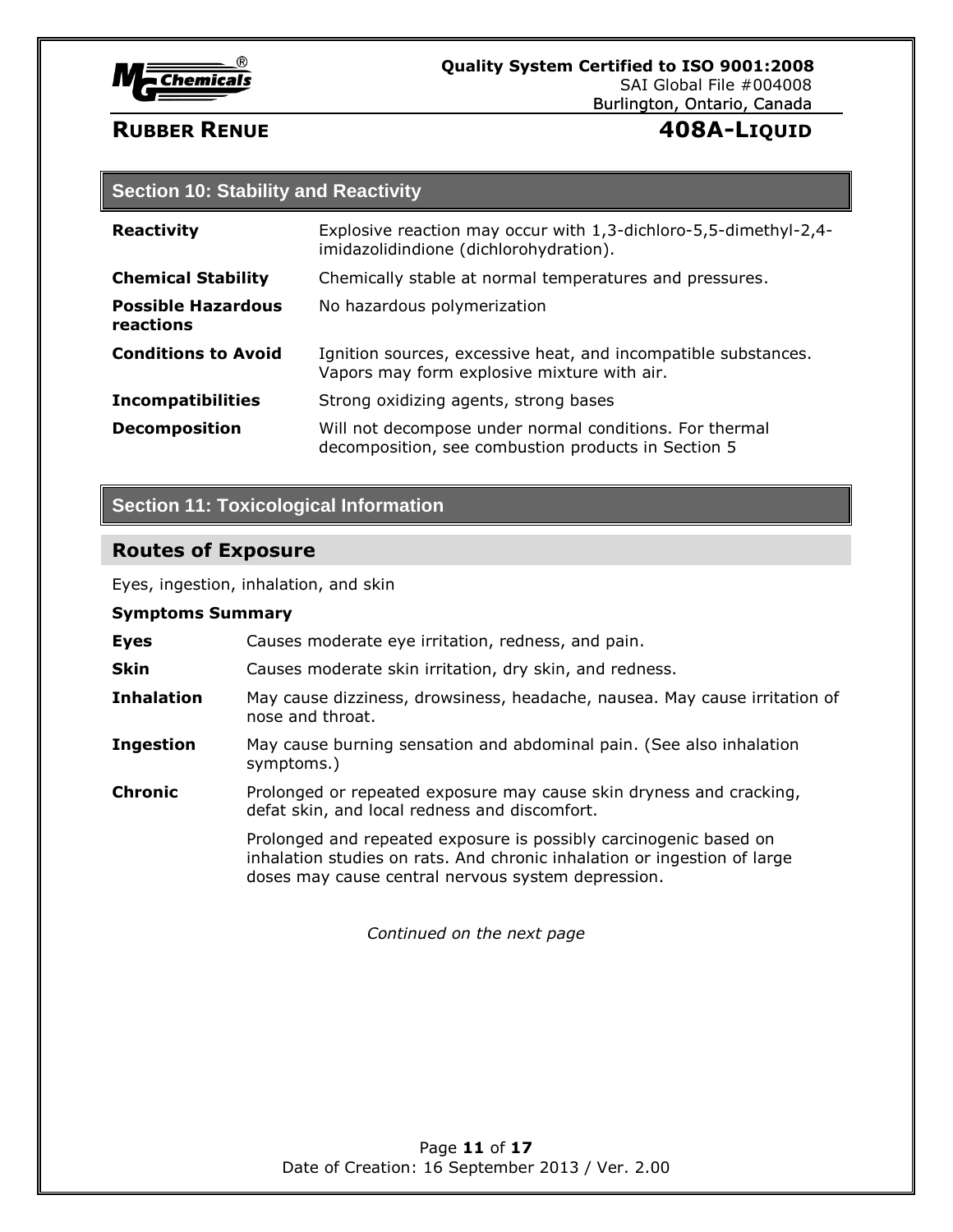## Section 10: Stability and Reactivity

| | |
|---|---|
| **Reactivity** | Explosive reaction may occur with 1,3-dichloro-5,5-dimethyl-2,4-imidazolidindione (dichlorohydration). |
| **Chemical Stability** | Chemically stable at normal temperatures and pressures. |
| **Possible Hazardous reactions** | No hazardous polymerization |
| **Conditions to Avoid** | Ignition sources, excessive heat, and incompatible substances. Vapors may form explosive mixture with air. |
| **Incompatibilities** | Strong oxidizing agents, strong bases |
| **Decomposition** | Will not decompose under normal conditions. For thermal decomposition, see combustion products in Section 5 |

## Section 11: Toxicological Information

### Routes of Exposure

Eyes, ingestion, inhalation, and skin

**Symptoms Summary**

| | |
|---|---|
| **Eyes** | Causes moderate eye irritation, redness, and pain. |
| **Skin** | Causes moderate skin irritation, dry skin, and redness. |
| **Inhalation** | May cause dizziness, drowsiness, headache, nausea. May cause irritation of nose and throat. |
| **Ingestion** | May cause burning sensation and abdominal pain. (See also inhalation symptoms.) |
| **Chronic** | Prolonged or repeated exposure may cause skin dryness and cracking, defat skin, and local redness and discomfort.<br><br>Prolonged and repeated exposure is possibly carcinogenic based on inhalation studies on rats. And chronic inhalation or ingestion of large doses may cause central nervous system depression. |

*Continued on the next page*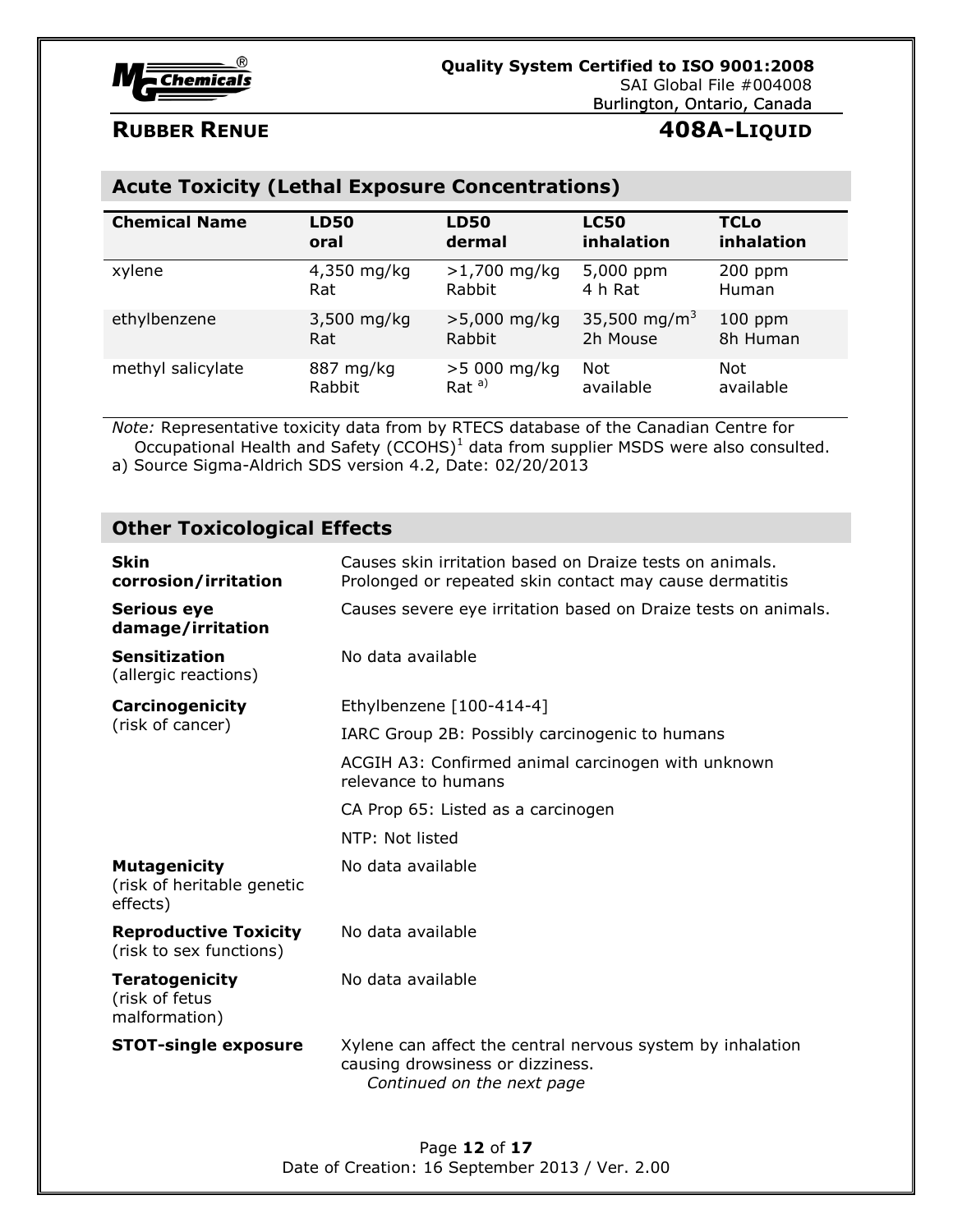## Acute Toxicity (Lethal Exposure Concentrations)

| Chemical Name | LD50 oral | LD50 dermal | LC50 inhalation | TCLo inhalation |
|---|---|---|---|---|
| xylene | 4,350 mg/kg Rat | >1,700 mg/kg Rabbit | 5,000 ppm 4 h Rat | 200 ppm Human |
| ethylbenzene | 3,500 mg/kg Rat | >5,000 mg/kg Rabbit | 35,500 $mg/m^3$ 2h Mouse | 100 ppm 8h Human |
| methyl salicylate | 887 mg/kg Rabbit | >5 000 mg/kg Rat [a)] | Not available | Not available |

*Note:* Representative toxicity data from by RTECS database of the Canadian Centre for Occupational Health and Safety (CCOHS)[1] data from supplier MSDS were also consulted.

a) Source Sigma-Aldrich SDS version 4.2, Date: 02/20/2013

## Other Toxicological Effects

**Skin corrosion/irritation**: Causes skin irritation based on Draize tests on animals. Prolonged or repeated skin contact may cause dermatitis

**Serious eye damage/irritation**: Causes severe eye irritation based on Draize tests on animals.

**Sensitization** (allergic reactions): No data available

**Carcinogenicity** (risk of cancer): Ethylbenzene [100-414-4]

- IARC Group 2B: Possibly carcinogenic to humans
- ACGIH A3: Confirmed animal carcinogen with unknown relevance to humans
- CA Prop 65: Listed as a carcinogen
- NTP: Not listed

**Mutagenicity** (risk of heritable genetic effects): No data available

**Reproductive Toxicity** (risk to sex functions): No data available

**Teratogenicity** (risk of fetus malformation): No data available

**STOT-single exposure**: Xylene can affect the central nervous system by inhalation causing drowsiness or dizziness.

*Continued on the next page*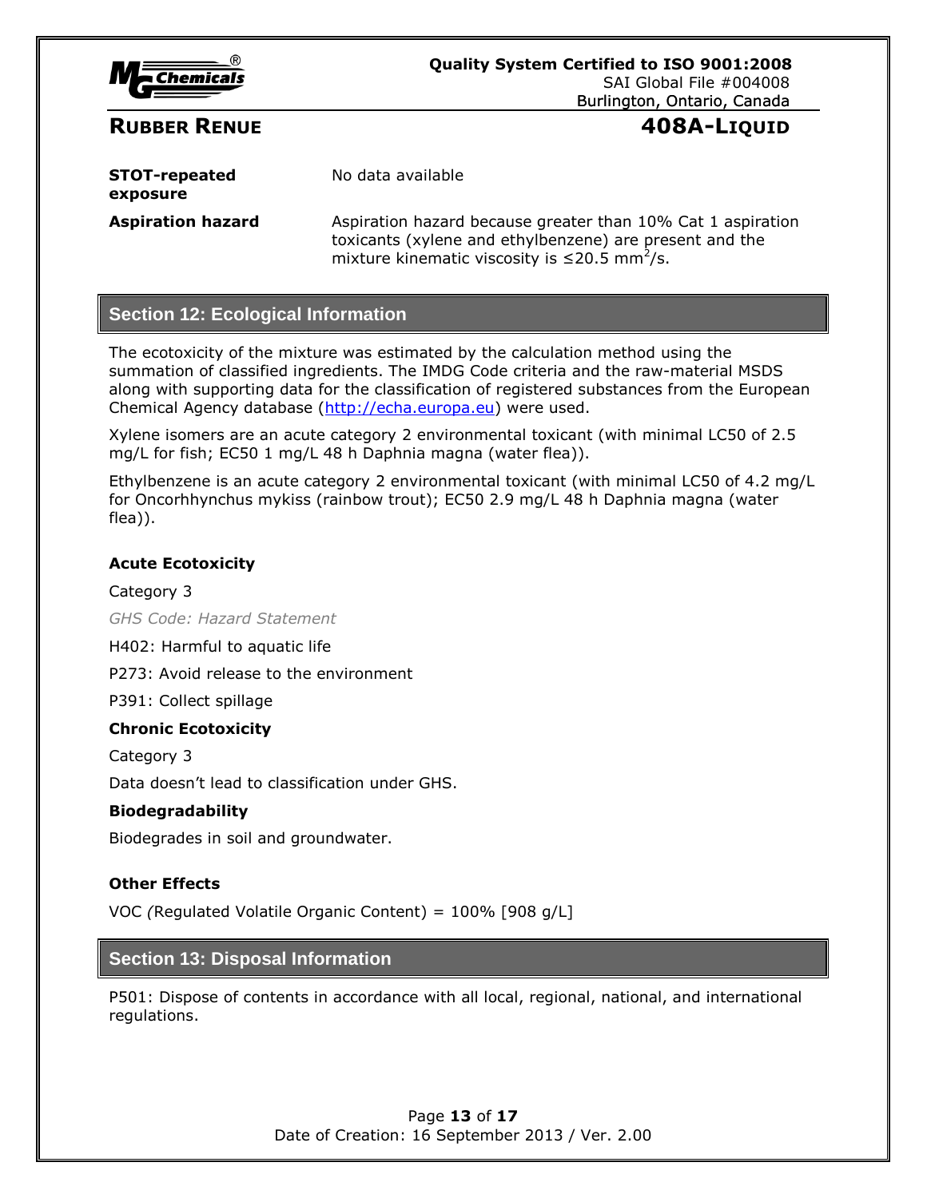**STOT-repeated exposure**

No data available

**Aspiration hazard**

Aspiration hazard because greater than 10% Cat 1 aspiration toxicants (xylene and ethylbenzene) are present and the mixture kinematic viscosity is ≤20.5 $mm^2/s$.

## Section 12: Ecological Information

The ecotoxicity of the mixture was estimated by the calculation method using the summation of classified ingredients. The IMDG Code criteria and the raw-material MSDS along with supporting data for the classification of registered substances from the European Chemical Agency database (http://echa.europa.eu) were used.

Xylene isomers are an acute category 2 environmental toxicant (with minimal LC50 of 2.5 mg/L for fish; EC50 1 mg/L 48 h Daphnia magna (water flea)).

Ethylbenzene is an acute category 2 environmental toxicant (with minimal LC50 of 4.2 mg/L for Oncorhhynchus mykiss (rainbow trout); EC50 2.9 mg/L 48 h Daphnia magna (water flea)).

**Acute Ecotoxicity**

Category 3

*GHS Code: Hazard Statement*

H402: Harmful to aquatic life

P273: Avoid release to the environment

P391: Collect spillage

**Chronic Ecotoxicity**

Category 3

Data doesn't lead to classification under GHS.

**Biodegradability**

Biodegrades in soil and groundwater.

**Other Effects**

VOC *(*Regulated Volatile Organic Content) = 100% [908 g/L]

## Section 13: Disposal Information

P501: Dispose of contents in accordance with all local, regional, national, and international regulations.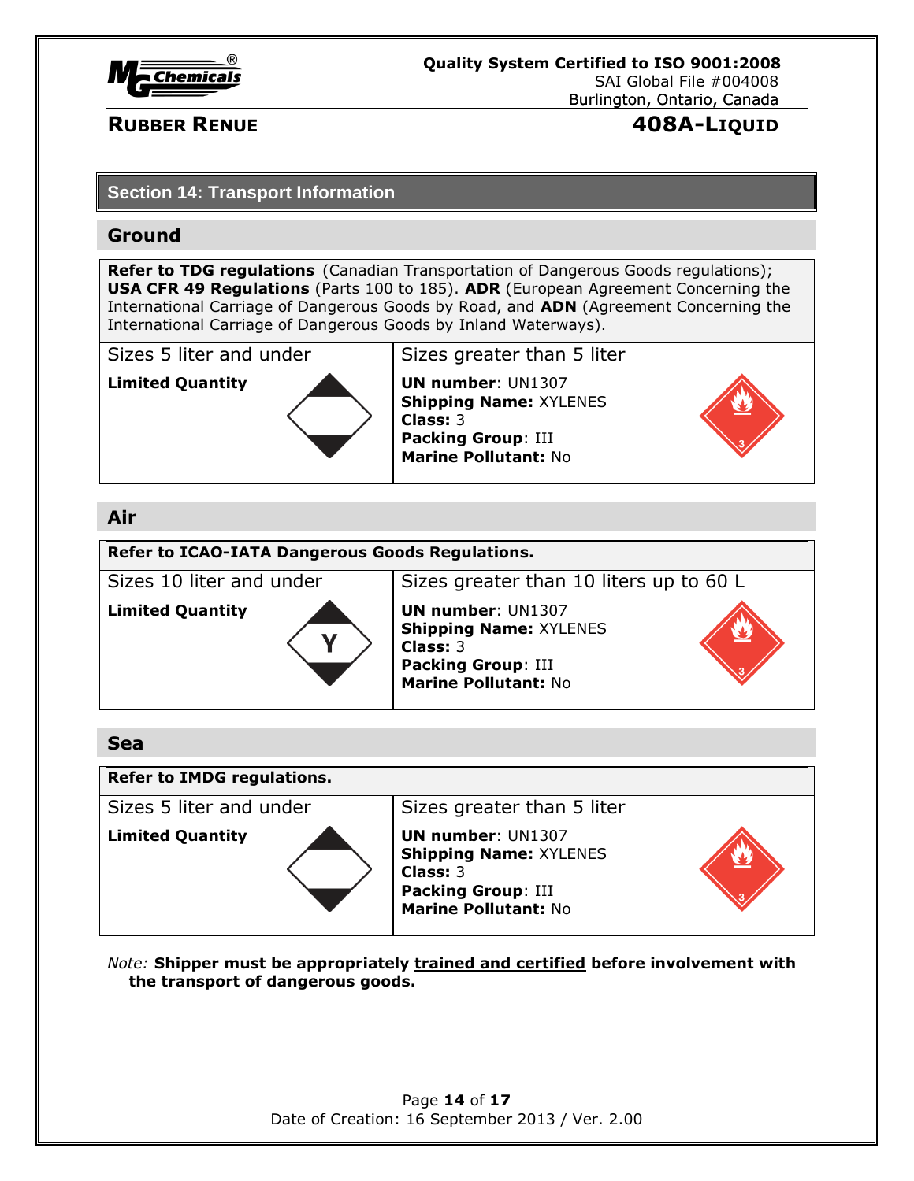## Section 14: Transport Information

### Ground

**Refer to TDG regulations** (Canadian Transportation of Dangerous Goods regulations); **USA CFR 49 Regulations** (Parts 100 to 185). **ADR** (European Agreement Concerning the International Carriage of Dangerous Goods by Road, and **ADN** (Agreement Concerning the International Carriage of Dangerous Goods by Inland Waterways).

| Sizes 5 liter and under | Sizes greater than 5 liter |
|---|---|
| **Limited Quantity** | **UN number**: UN1307<br>**Shipping Name:** XYLENES<br>**Class:** 3<br>**Packing Group**: III<br>**Marine Pollutant:** No |

### Air

**Refer to ICAO-IATA Dangerous Goods Regulations.**

| Sizes 10 liter and under | Sizes greater than 10 liters up to 60 L |
|---|---|
| **Limited Quantity** | **UN number**: UN1307<br>**Shipping Name:** XYLENES<br>**Class:** 3<br>**Packing Group**: III<br>**Marine Pollutant:** No |

### Sea

**Refer to IMDG regulations.**

| Sizes 5 liter and under | Sizes greater than 5 liter |
|---|---|
| **Limited Quantity** | **UN number**: UN1307<br>**Shipping Name:** XYLENES<br>**Class:** 3<br>**Packing Group**: III<br>**Marine Pollutant:** No |

*Note:* **Shipper must be appropriately trained and certified before involvement with the transport of dangerous goods.**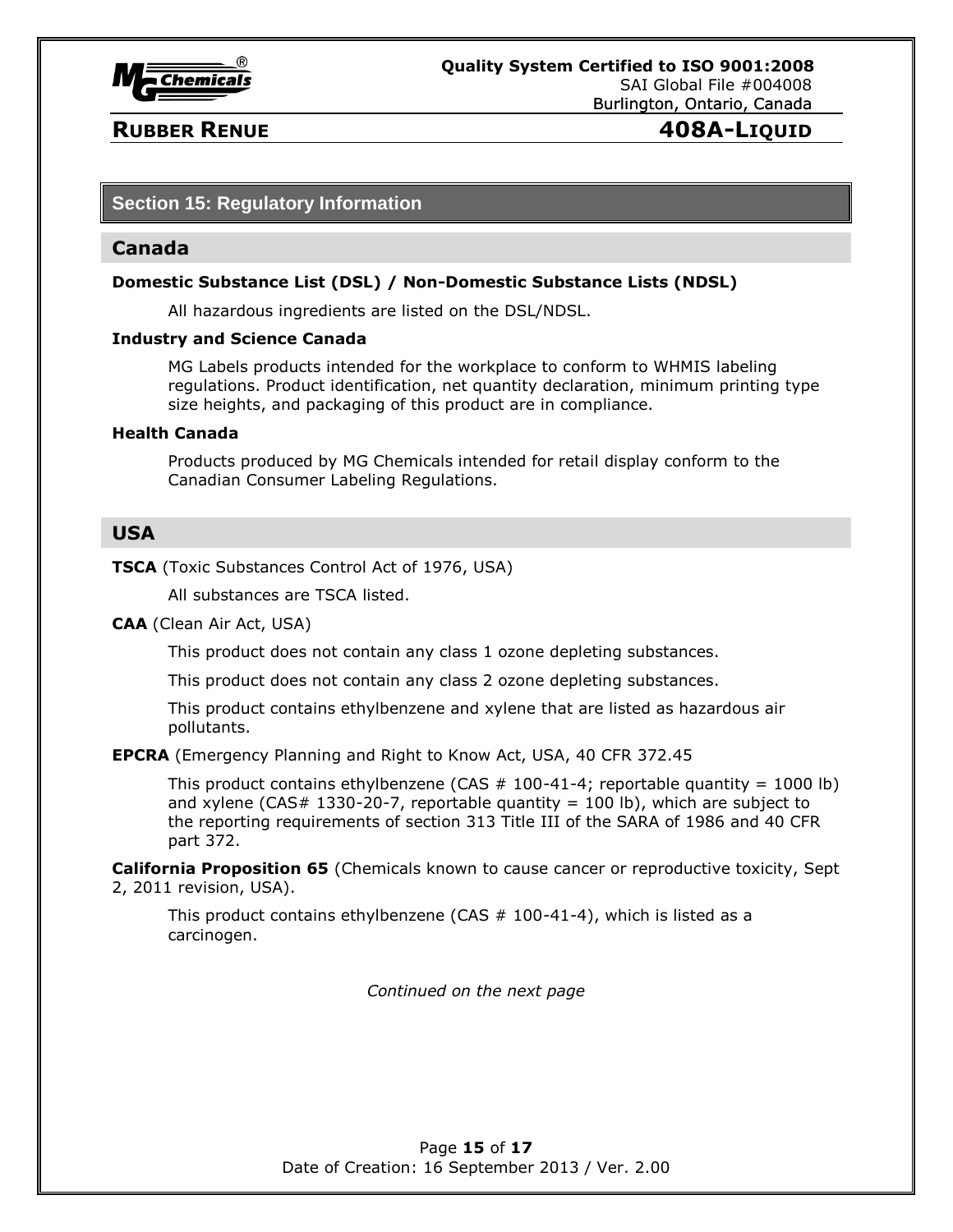## Section 15: Regulatory Information

### Canada

**Domestic Substance List (DSL) / Non-Domestic Substance Lists (NDSL)**

All hazardous ingredients are listed on the DSL/NDSL.

**Industry and Science Canada**

MG Labels products intended for the workplace to conform to WHMIS labeling regulations. Product identification, net quantity declaration, minimum printing type size heights, and packaging of this product are in compliance.

**Health Canada**

Products produced by MG Chemicals intended for retail display conform to the Canadian Consumer Labeling Regulations.

### USA

**TSCA** (Toxic Substances Control Act of 1976, USA)

All substances are TSCA listed.

**CAA** (Clean Air Act, USA)

This product does not contain any class 1 ozone depleting substances.

This product does not contain any class 2 ozone depleting substances.

This product contains ethylbenzene and xylene that are listed as hazardous air pollutants.

**EPCRA** (Emergency Planning and Right to Know Act, USA, 40 CFR 372.45

This product contains ethylbenzene (CAS # 100-41-4; reportable quantity = 1000 lb) and xylene (CAS# 1330-20-7, reportable quantity = 100 lb), which are subject to the reporting requirements of section 313 Title III of the SARA of 1986 and 40 CFR part 372.

**California Proposition 65** (Chemicals known to cause cancer or reproductive toxicity, Sept 2, 2011 revision, USA).

This product contains ethylbenzene (CAS # 100-41-4), which is listed as a carcinogen.

*Continued on the next page*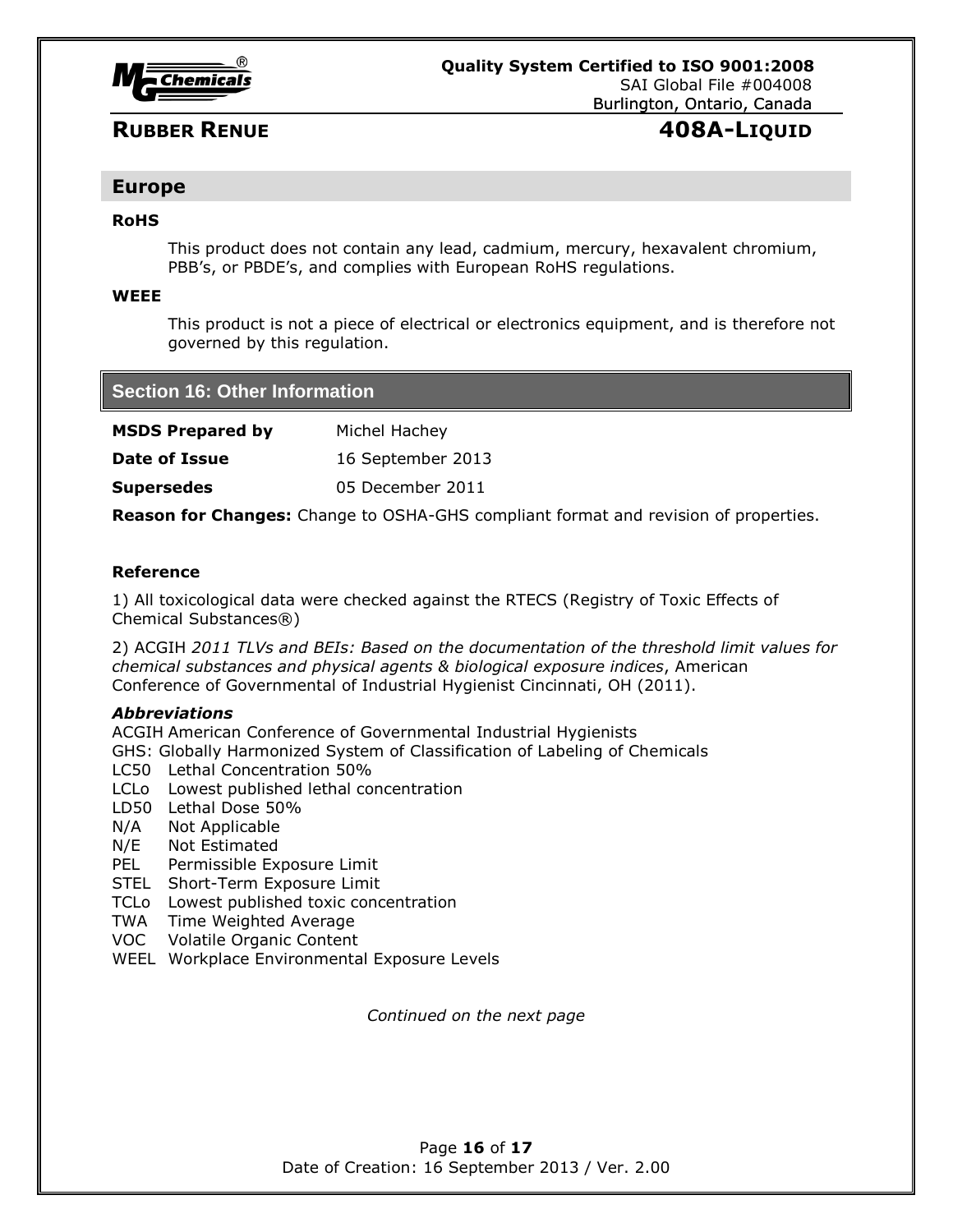## Europe

**RoHS**

This product does not contain any lead, cadmium, mercury, hexavalent chromium, PBB's, or PBDE's, and complies with European RoHS regulations.

**WEEE**

This product is not a piece of electrical or electronics equipment, and is therefore not governed by this regulation.

## Section 16: Other Information

**MSDS Prepared by** Michel Hachey

**Date of Issue** 16 September 2013

**Supersedes** 05 December 2011

**Reason for Changes:** Change to OSHA-GHS compliant format and revision of properties.

**Reference**

1) All toxicological data were checked against the RTECS (Registry of Toxic Effects of Chemical Substances®)

2) ACGIH *2011 TLVs and BEIs: Based on the documentation of the threshold limit values for chemical substances and physical agents & biological exposure indices*, American Conference of Governmental of Industrial Hygienist Cincinnati, OH (2011).

***Abbreviations***

ACGIH American Conference of Governmental Industrial Hygienists
GHS: Globally Harmonized System of Classification of Labeling of Chemicals
LC50 Lethal Concentration 50%
LCLo Lowest published lethal concentration
LD50 Lethal Dose 50%
N/A Not Applicable
N/E Not Estimated
PEL Permissible Exposure Limit
STEL Short-Term Exposure Limit
TCLo Lowest published toxic concentration
TWA Time Weighted Average
VOC Volatile Organic Content
WEEL Workplace Environmental Exposure Levels

*Continued on the next page*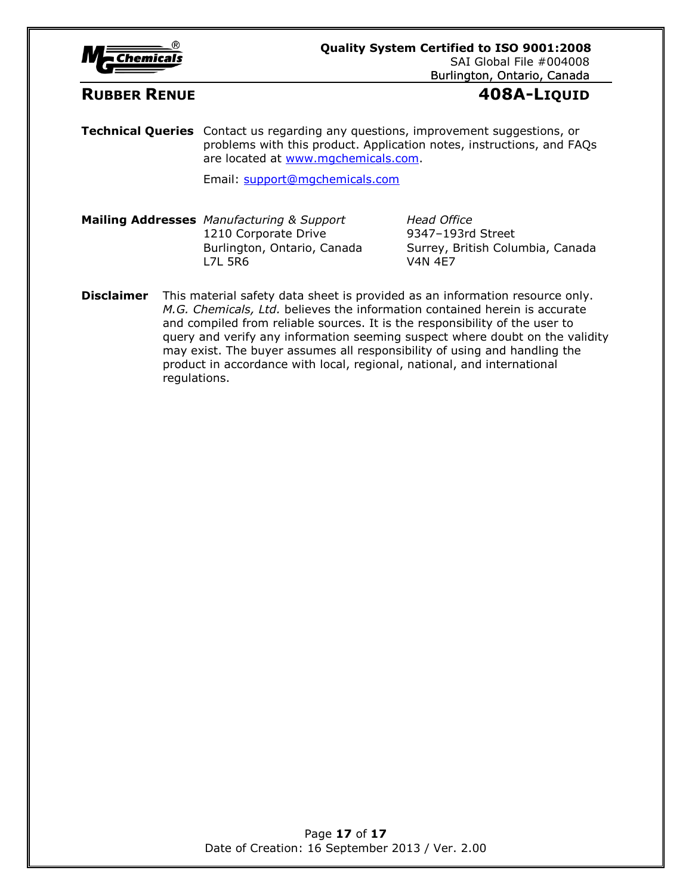**Technical Queries** Contact us regarding any questions, improvement suggestions, or problems with this product. Application notes, instructions, and FAQs are located at www.mgchemicals.com.

Email: support@mgchemicals.com

**Mailing Addresses**

*Manufacturing & Support*
1210 Corporate Drive
Burlington, Ontario, Canada
L7L 5R6

*Head Office*
9347–193rd Street
Surrey, British Columbia, Canada
V4N 4E7

**Disclaimer** This material safety data sheet is provided as an information resource only. *M.G. Chemicals, Ltd.* believes the information contained herein is accurate and compiled from reliable sources. It is the responsibility of the user to query and verify any information seeming suspect where doubt on the validity may exist. The buyer assumes all responsibility of using and handling the product in accordance with local, regional, national, and international regulations.